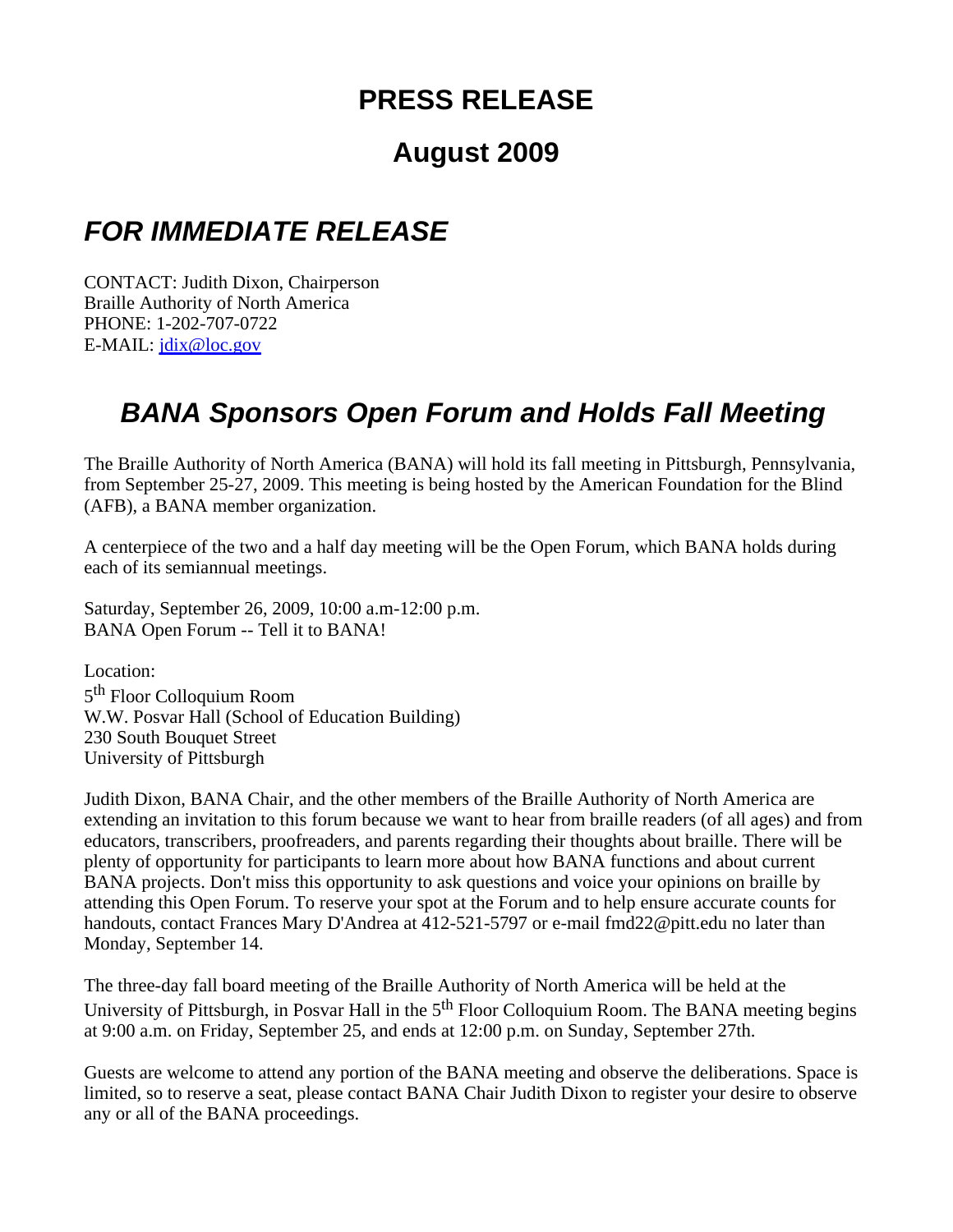# PRESS RELEASE

## August 2009

## *FOR IMMEDIATE RELEASE*

CONTACT: Judith Dixon, Chairperson
Braille Authority of North America
PHONE: 1-202-707-0722
E-MAIL: jdix@loc.gov

## *BANA Sponsors Open Forum and Holds Fall Meeting*

The Braille Authority of North America (BANA) will hold its fall meeting in Pittsburgh, Pennsylvania, from September 25-27, 2009. This meeting is being hosted by the American Foundation for the Blind (AFB), a BANA member organization.

A centerpiece of the two and a half day meeting will be the Open Forum, which BANA holds during each of its semiannual meetings.

Saturday, September 26, 2009, 10:00 a.m-12:00 p.m.
BANA Open Forum -- Tell it to BANA!

Location:
5th Floor Colloquium Room
W.W. Posvar Hall (School of Education Building)
230 South Bouquet Street
University of Pittsburgh

Judith Dixon, BANA Chair, and the other members of the Braille Authority of North America are extending an invitation to this forum because we want to hear from braille readers (of all ages) and from educators, transcribers, proofreaders, and parents regarding their thoughts about braille. There will be plenty of opportunity for participants to learn more about how BANA functions and about current BANA projects. Don't miss this opportunity to ask questions and voice your opinions on braille by attending this Open Forum. To reserve your spot at the Forum and to help ensure accurate counts for handouts, contact Frances Mary D'Andrea at 412-521-5797 or e-mail fmd22@pitt.edu no later than Monday, September 14.

The three-day fall board meeting of the Braille Authority of North America will be held at the University of Pittsburgh, in Posvar Hall in the 5th Floor Colloquium Room. The BANA meeting begins at 9:00 a.m. on Friday, September 25, and ends at 12:00 p.m. on Sunday, September 27th.

Guests are welcome to attend any portion of the BANA meeting and observe the deliberations. Space is limited, so to reserve a seat, please contact BANA Chair Judith Dixon to register your desire to observe any or all of the BANA proceedings.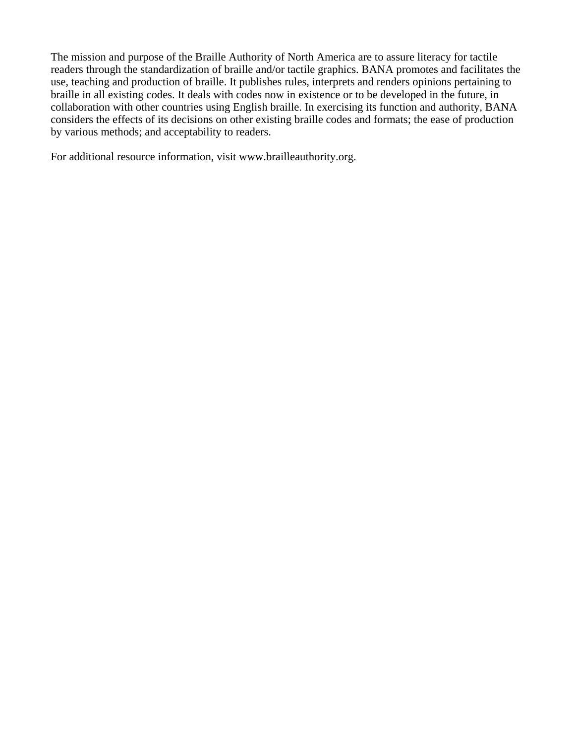The mission and purpose of the Braille Authority of North America are to assure literacy for tactile readers through the standardization of braille and/or tactile graphics. BANA promotes and facilitates the use, teaching and production of braille. It publishes rules, interprets and renders opinions pertaining to braille in all existing codes. It deals with codes now in existence or to be developed in the future, in collaboration with other countries using English braille. In exercising its function and authority, BANA considers the effects of its decisions on other existing braille codes and formats; the ease of production by various methods; and acceptability to readers.

For additional resource information, visit www.brailleauthority.org.